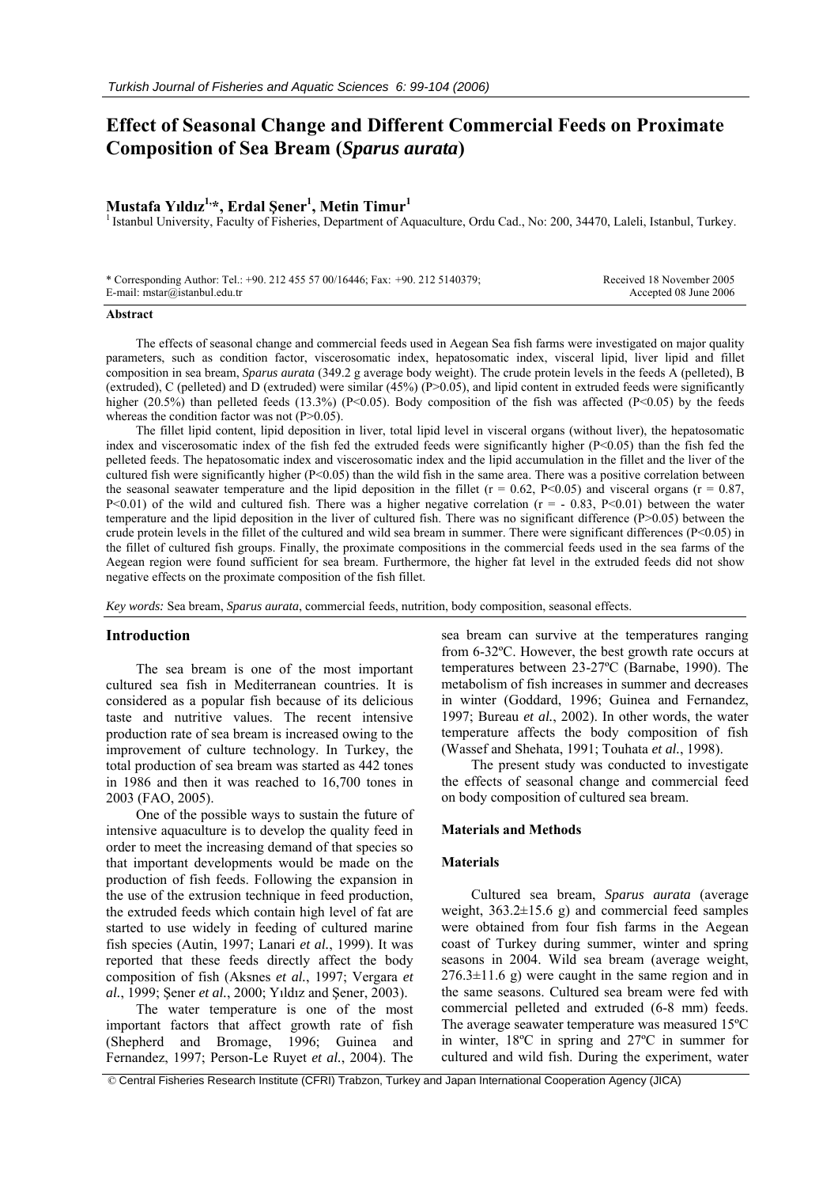# Effect of Seasonal Change and Different Commercial Feeds on Proximate Composition of Sea Bream (*Sparus aurata*)

**Mustafa Yıldız[1,*], Erdal Şener[1], Metin Timur[1]**

[1] Istanbul University, Faculty of Fisheries, Department of Aquaculture, Ordu Cad., No: 200, 34470, Laleli, Istanbul, Turkey.

* Corresponding Author: Tel.: +90. 212 455 57 00/16446; Fax: +90. 212 5140379; E-mail: mstar@istanbul.edu.tr

Received 18 November 2005
Accepted 08 June 2006

### Abstract

The effects of seasonal change and commercial feeds used in Aegean Sea fish farms were investigated on major quality parameters, such as condition factor, viscerosomatic index, hepatosomatic index, visceral lipid, liver lipid and fillet composition in sea bream, *Sparus aurata* (349.2 g average body weight). The crude protein levels in the feeds A (pelleted), B (extruded), C (pelleted) and D (extruded) were similar (45%) ($P>0.05$), and lipid content in extruded feeds were significantly higher (20.5%) than pelleted feeds (13.3%) ($P<0.05$). Body composition of the fish was affected ($P<0.05$) by the feeds whereas the condition factor was not ($P>0.05$).

The fillet lipid content, lipid deposition in liver, total lipid level in visceral organs (without liver), the hepatosomatic index and viscerosomatic index of the fish fed the extruded feeds were significantly higher ($P<0.05$) than the fish fed the pelleted feeds. The hepatosomatic index and viscerosomatic index and the lipid accumulation in the fillet and the liver of the cultured fish were significantly higher ($P<0.05$) than the wild fish in the same area. There was a positive correlation between the seasonal seawater temperature and the lipid deposition in the fillet ($r = 0.62$, $P<0.05$) and visceral organs ($r = 0.87$, $P<0.01$) of the wild and cultured fish. There was a higher negative correlation ($r = -0.83$, $P<0.01$) between the water temperature and the lipid deposition in the liver of cultured fish. There was no significant difference ($P>0.05$) between the crude protein levels in the fillet of the cultured and wild sea bream in summer. There were significant differences ($P<0.05$) in the fillet of cultured fish groups. Finally, the proximate compositions in the commercial feeds used in the sea farms of the Aegean region were found sufficient for sea bream. Furthermore, the higher fat level in the extruded feeds did not show negative effects on the proximate composition of the fish fillet.

*Key words:* Sea bream, *Sparus aurata*, commercial feeds, nutrition, body composition, seasonal effects.

## Introduction

The sea bream is one of the most important cultured sea fish in Mediterranean countries. It is considered as a popular fish because of its delicious taste and nutritive values. The recent intensive production rate of sea bream is increased owing to the improvement of culture technology. In Turkey, the total production of sea bream was started as 442 tones in 1986 and then it was reached to 16,700 tones in 2003 (FAO, 2005).

One of the possible ways to sustain the future of intensive aquaculture is to develop the quality feed in order to meet the increasing demand of that species so that important developments would be made on the production of fish feeds. Following the expansion in the use of the extrusion technique in feed production, the extruded feeds which contain high level of fat are started to use widely in feeding of cultured marine fish species (Autin, 1997; Lanari *et al.*, 1999). It was reported that these feeds directly affect the body composition of fish (Aksnes *et al.*, 1997; Vergara *et al.*, 1999; Şener *et al.*, 2000; Yıldız and Şener, 2003).

The water temperature is one of the most important factors that affect growth rate of fish (Shepherd and Bromage, 1996; Guinea and Fernandez, 1997; Person-Le Ruyet *et al.*, 2004). The sea bream can survive at the temperatures ranging from 6-32ºC. However, the best growth rate occurs at temperatures between 23-27ºC (Barnabe, 1990). The metabolism of fish increases in summer and decreases in winter (Goddard, 1996; Guinea and Fernandez, 1997; Bureau *et al.*, 2002). In other words, the water temperature affects the body composition of fish (Wassef and Shehata, 1991; Touhata *et al.*, 1998).

The present study was conducted to investigate the effects of seasonal change and commercial feed on body composition of cultured sea bream.

## Materials and Methods

### Materials

Cultured sea bream, *Sparus aurata* (average weight, 363.2±15.6 g) and commercial feed samples were obtained from four fish farms in the Aegean coast of Turkey during summer, winter and spring seasons in 2004. Wild sea bream (average weight, 276.3±11.6 g) were caught in the same region and in the same seasons. Cultured sea bream were fed with commercial pelleted and extruded (6-8 mm) feeds. The average seawater temperature was measured 15ºC in winter, 18ºC in spring and 27ºC in summer for cultured and wild fish. During the experiment, water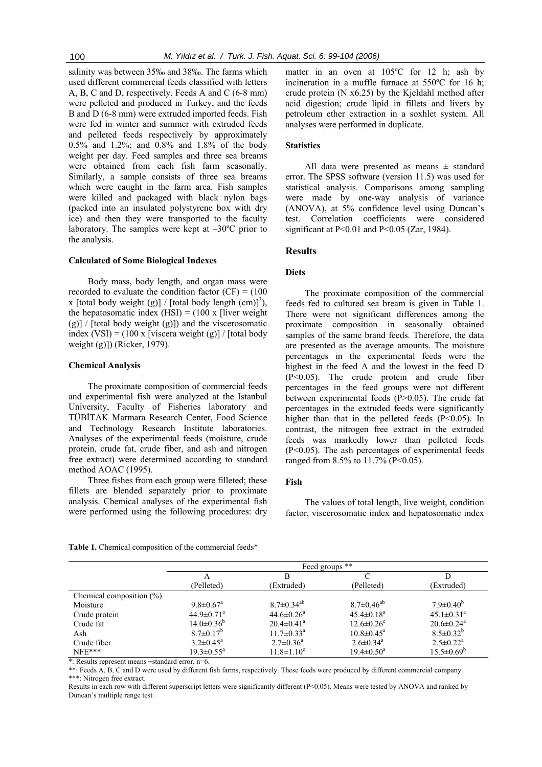salinity was between 35‰ and 38‰. The farms which used different commercial feeds classified with letters A, B, C and D, respectively. Feeds A and C (6-8 mm) were pelleted and produced in Turkey, and the feeds B and D (6-8 mm) were extruded imported feeds. Fish were fed in winter and summer with extruded feeds and pelleted feeds respectively by approximately 0.5% and 1.2%; and 0.8% and 1.8% of the body weight per day. Feed samples and three sea breams were obtained from each fish farm seasonally. Similarly, a sample consists of three sea breams which were caught in the farm area. Fish samples were killed and packaged with black nylon bags (packed into an insulated polystyrene box with dry ice) and then they were transported to the faculty laboratory. The samples were kept at –30ºC prior to the analysis.

### Calculated of Some Biological Indexes

Body mass, body length, and organ mass were recorded to evaluate the condition factor (CF) = (100 x [total body weight (g)] / [total body length (cm)]$^3$), the hepatosomatic index (HSI) = (100 x [liver weight (g)] / [total body weight (g)]) and the viscerosomatic index (VSI) = (100 x [viscera weight (g)] / [total body weight (g)]) (Ricker, 1979).

### Chemical Analysis

The proximate composition of commercial feeds and experimental fish were analyzed at the Istanbul University, Faculty of Fisheries laboratory and TÜBİTAK Marmara Research Center, Food Science and Technology Research Institute laboratories. Analyses of the experimental feeds (moisture, crude protein, crude fat, crude fiber, and ash and nitrogen free extract) were determined according to standard method AOAC (1995).

Three fishes from each group were filleted; these fillets are blended separately prior to proximate analysis. Chemical analyses of the experimental fish were performed using the following procedures: dry matter in an oven at 105ºC for 12 h; ash by incineration in a muffle furnace at 550ºC for 16 h; crude protein (N x6.25) by the Kjeldahl method after acid digestion; crude lipid in fillets and livers by petroleum ether extraction in a soxhlet system. All analyses were performed in duplicate.

### Statistics

All data were presented as means ± standard error. The SPSS software (version 11.5) was used for statistical analysis. Comparisons among sampling were made by one-way analysis of variance (ANOVA), at 5% confidence level using Duncan's test. Correlation coefficients were considered significant at P<0.01 and P<0.05 (Zar, 1984).

## Results

### Diets

The proximate composition of the commercial feeds fed to cultured sea bream is given in Table 1. There were not significant differences among the proximate composition in seasonally obtained samples of the same brand feeds. Therefore, the data are presented as the average amounts. The moisture percentages in the experimental feeds were the highest in the feed A and the lowest in the feed D (P<0.05). The crude protein and crude fiber percentages in the feed groups were not different between experimental feeds (P>0.05). The crude fat percentages in the extruded feeds were significantly higher than that in the pelleted feeds (P<0.05). In contrast, the nitrogen free extract in the extruded feeds was markedly lower than pelleted feeds (P<0.05). The ash percentages of experimental feeds ranged from 8.5% to 11.7% (P<0.05).

### Fish

The values of total length, live weight, condition factor, viscerosomatic index and hepatosomatic index

**Table 1.** Chemical composition of the commercial feeds*

| | Feed groups ** | | | |
|---|---|---|---|---|
| | A (Pelleted) | B (Extruded) | C (Pelleted) | D (Extruded) |
| Chemical composition (%) | | | | |
| Moisture | 9.8±0.67[a] | 8.7±0.34[ab] | 8.7±0.46[ab] | 7.9±0.40[b] |
| Crude protein | 44.9±0.71[a] | 44.6±0.26[a] | 45.4±0.18[a] | 45.1±0.31[a] |
| Crude fat | 14.0±0.36[b] | 20.4±0.41[a] | 12.6±0.26[c] | 20.6±0.24[a] |
| Ash | 8.7±0.17[b] | 11.7±0.33[a] | 10.8±0.45[a] | 8.5±0.32[b] |
| Crude fiber | 3.2±0.45[a] | 2.7±0.36[a] | 2.6±0.34[a] | 2.5±0.22[a] |
| NFE*** | 19.3±0.55[a] | 11.8±1.10[c] | 19.4±0.50[a] | 15.5±0.69[b] |

*: Results represent means ±standard error, n=6.
**: Feeds A, B, C and D were used by different fish farms, respectively. These feeds were produced by different commercial company.
***: Nitrogen free extract.
Results in each row with different superscript letters were significantly different (P<0.05). Means were tested by ANOVA and ranked by Duncan's multiple range test.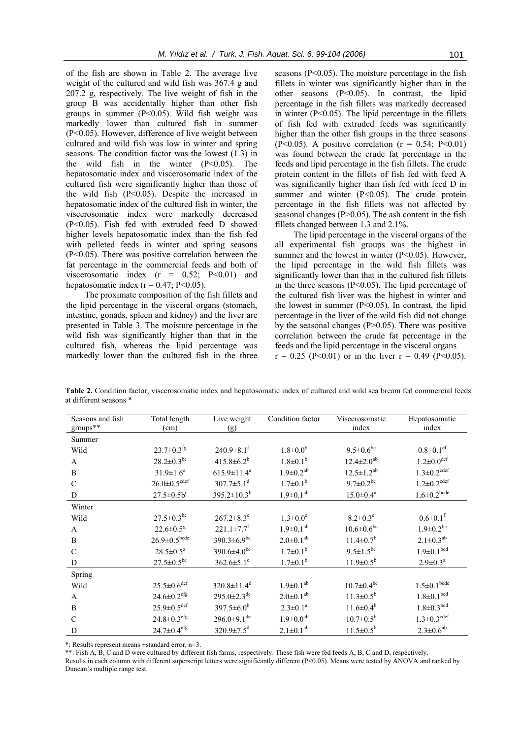of the fish are shown in Table 2. The average live weight of the cultured and wild fish was 367.4 g and 207.2 g, respectively. The live weight of fish in the group B was accidentally higher than other fish groups in summer ($P<0.05$). Wild fish weight was markedly lower than cultured fish in summer ($P<0.05$). However, difference of live weight between cultured and wild fish was low in winter and spring seasons. The condition factor was the lowest (1.3) in the wild fish in the winter ($P<0.05$). The hepatosomatic index and viscerosomatic index of the cultured fish were significantly higher than those of the wild fish ($P<0.05$). Despite the increased in hepatosomatic index of the cultured fish in winter, the viscerosomatic index were markedly decreased ($P<0.05$). Fish fed with extruded feed D showed higher levels hepatosomatic index than the fish fed with pelleted feeds in winter and spring seasons ($P<0.05$). There was positive correlation between the fat percentage in the commercial feeds and both of viscerosomatic index ($r = 0.52$; $P<0.01$) and hepatosomatic index ($r = 0.47$; $P<0.05$).

The proximate composition of the fish fillets and the lipid percentage in the visceral organs (stomach, intestine, gonads, spleen and kidney) and the liver are presented in Table 3. The moisture percentage in the wild fish was significantly higher than that in the cultured fish, whereas the lipid percentage was markedly lower than the cultured fish in the three seasons ($P<0.05$). The moisture percentage in the fish fillets in winter was significantly higher than in the other seasons ($P<0.05$). In contrast, the lipid percentage in the fish fillets was markedly decreased in winter ($P<0.05$). The lipid percentage in the fillets of fish fed with extruded feeds was significantly higher than the other fish groups in the three seasons ($P<0.05$). A positive correlation ($r = 0.54$; $P<0.01$) was found between the crude fat percentage in the feeds and lipid percentage in the fish fillets. The crude protein content in the fillets of fish fed with feed A was significantly higher than fish fed with feed D in summer and winter ($P<0.05$). The crude protein percentage in the fish fillets was not affected by seasonal changes ($P>0.05$). The ash content in the fish fillets changed between 1.3 and 2.1%.

The lipid percentage in the visceral organs of the all experimental fish groups was the highest in summer and the lowest in winter ($P<0.05$). However, the lipid percentage in the wild fish fillets was significantly lower than that in the cultured fish fillets in the three seasons ($P<0.05$). The lipid percentage of the cultured fish liver was the highest in winter and the lowest in summer ($P<0.05$). In contrast, the lipid percentage in the liver of the wild fish did not change by the seasonal changes ($P>0.05$). There was positive correlation between the crude fat percentage in the feeds and the lipid percentage in the visceral organs $r = 0.25$ ($P<0.01$) or in the liver $r = 0.49$ ($P<0.05$).

**Table 2.** Condition factor, viscerosomatic index and hepatosomatic index of cultured and wild sea bream fed commercial feeds at different seasons *

| Seasons and fish groups** | Total length (cm) | Live weight (g) | Condition factor | Viscerosomatic index | Hepatosomatic index |
|---|---|---|---|---|---|
| Summer | | | | | |
| Wild | $23.7\pm0.3^{fg}$ | $240.9\pm8.1^{f}$ | $1.8\pm0.0^{b}$ | $9.5\pm0.6^{bc}$ | $0.8\pm0.1^{ef}$ |
| A | $28.2\pm0.3^{bc}$ | $415.8\pm6.2^{b}$ | $1.8\pm0.1^{b}$ | $12.4\pm2.0^{ab}$ | $1.2\pm0.0^{def}$ |
| B | $31.9\pm1.6^{a}$ | $615.9\pm11.4^{a}$ | $1.9\pm0.2^{ab}$ | $12.5\pm1.2^{ab}$ | $1.3\pm0.2^{cdef}$ |
| C | $26.0\pm0.5^{cdef}$ | $307.7\pm5.1^{d}$ | $1.7\pm0.1^{b}$ | $9.7\pm0.2^{bc}$ | $1.2\pm0.2^{cdef}$ |
| D | $27.5\pm0.5b^{c}$ | $395.2\pm10.3^{b}$ | $1.9\pm0.1^{ab}$ | $15.0\pm0.4^{a}$ | $1.6\pm0.2^{bcde}$ |
| Winter | | | | | |
| Wild | $27.5\pm0.3^{bc}$ | $267.2\pm8.3^{e}$ | $1.3\pm0.0^{c}$ | $8.2\pm0.3^{c}$ | $0.6\pm0.1^{f}$ |
| A | $22.6\pm0.5^{g}$ | $221.1\pm7.7^{f}$ | $1.9\pm0.1^{ab}$ | $10.6\pm0.6^{bc}$ | $1.9\pm0.2^{bc}$ |
| B | $26.9\pm0.5^{bcde}$ | $390.3\pm6.9^{bc}$ | $2.0\pm0.1^{ab}$ | $11.4\pm0.7^{b}$ | $2.1\pm0.3^{ab}$ |
| C | $28.5\pm0.5^{a}$ | $390.6\pm4.0^{bc}$ | $1.7\pm0.1^{b}$ | $9.5\pm1.5^{bc}$ | $1.9\pm0.1^{bcd}$ |
| D | $27.5\pm0.5^{bc}$ | $362.6\pm5.1^{c}$ | $1.7\pm0.1^{b}$ | $11.9\pm0.5^{b}$ | $2.9\pm0.3^{a}$ |
| Spring | | | | | |
| Wild | $25.5\pm0.6^{def}$ | $320.8\pm11.4^{d}$ | $1.9\pm0.1^{ab}$ | $10.7\pm0.4^{bc}$ | $1.5\pm0.1^{bcde}$ |
| A | $24.6\pm0.2^{efg}$ | $295.0\pm2.3^{de}$ | $2.0\pm0.1^{ab}$ | $11.3\pm0.5^{b}$ | $1.8\pm0.1^{bcd}$ |
| B | $25.9\pm0.5^{def}$ | $397.5\pm6.0^{b}$ | $2.3\pm0.1^{a}$ | $11.6\pm0.4^{b}$ | $1.8\pm0.3^{bcd}$ |
| C | $24.8\pm0.3^{efg}$ | $296.0\pm9.1^{de}$ | $1.9\pm0.0^{ab}$ | $10.7\pm0.5^{b}$ | $1.3\pm0.3^{cdef}$ |
| D | $24.7\pm0.4^{efg}$ | $320.9\pm7.5^{d}$ | $2.1\pm0.1^{ab}$ | $11.5\pm0.5^{b}$ | $2.3\pm0.6^{ab}$ |

*: Results represent means ±standard error, n=3.
**: Fish A, B, C and D were cultured by different fish farms, respectively. These fish were fed feeds A, B, C and D, respectively.
Results in each column with different superscript letters were significantly different ($P<0.05$). Means were tested by ANOVA and ranked by Duncan's multiple range test.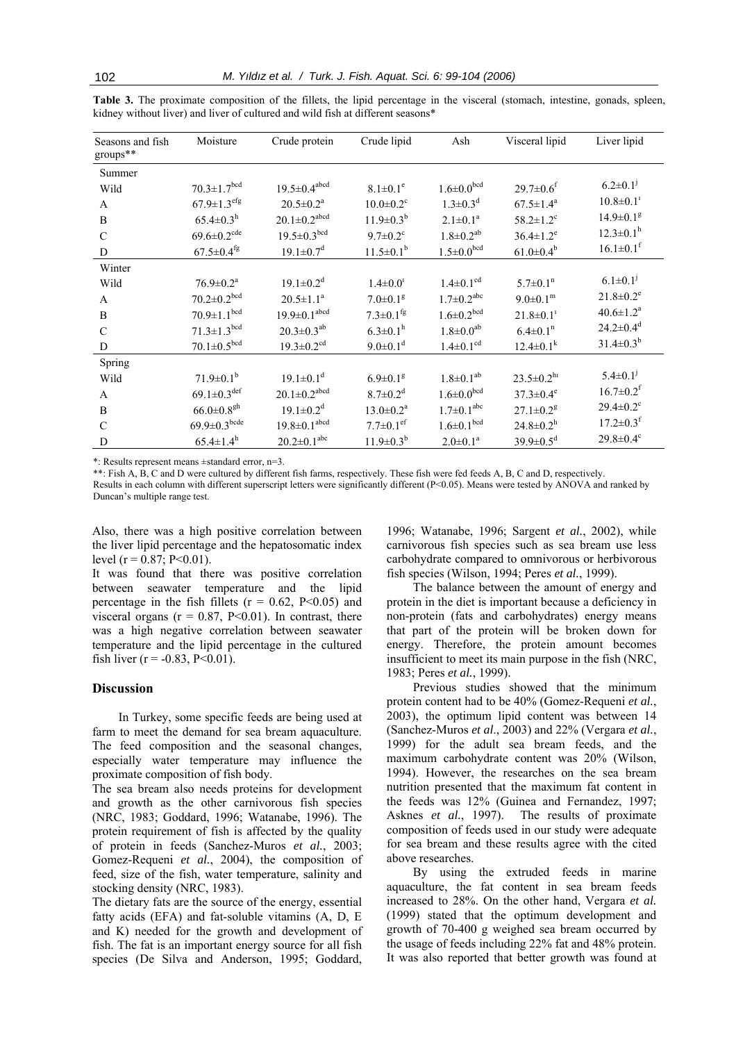**Table 3.** The proximate composition of the fillets, the lipid percentage in the visceral (stomach, intestine, gonads, spleen, kidney without liver) and liver of cultured and wild fish at different seasons*

| Seasons and fish groups** | Moisture | Crude protein | Crude lipid | Ash | Visceral lipid | Liver lipid |
|---|---|---|---|---|---|---|
| Summer | | | | | | |
| Wild | 70.3±1.7[bcd] | 19.5±0.4[abcd] | 8.1±0.1[e] | 1.6±0.0[bcd] | 29.7±0.6[f] | 6.2±0.1[j] |
| A | 67.9±1.3[efg] | 20.5±0.2[a] | 10.0±0.2[c] | 1.3±0.3[d] | 67.5±1.4[a] | 10.8±0.1[i] |
| B | 65.4±0.3[h] | 20.1±0.2[abcd] | 11.9±0.3[b] | 2.1±0.1[a] | 58.2±1.2[c] | 14.9±0.1[g] |
| C | 69.6±0.2[cde] | 19.5±0.3[bcd] | 9.7±0.2[c] | 1.8±0.2[ab] | 36.4±1.2[e] | 12.3±0.1[h] |
| D | 67.5±0.4[fg] | 19.1±0.7[d] | 11.5±0.1[b] | 1.5±0.0[bcd] | 61.0±0.4[b] | 16.1±0.1[f] |
| Winter | | | | | | |
| Wild | 76.9±0.2[a] | 19.1±0.2[d] | 1.4±0.0[i] | 1.4±0.1[cd] | 5.7±0.1[n] | 6.1±0.1[j] |
| A | 70.2±0.2[bcd] | 20.5±1.1[a] | 7.0±0.1[g] | 1.7±0.2[abc] | 9.0±0.1[m] | 21.8±0.2[e] |
| B | 70.9±1.1[bcd] | 19.9±0.1[abcd] | 7.3±0.1[fg] | 1.6±0.2[bcd] | 21.8±0.1[i] | 40.6±1.2[a] |
| C | 71.3±1.3[bcd] | 20.3±0.3[ab] | 6.3±0.1[h] | 1.8±0.0[ab] | 6.4±0.1[n] | 24.2±0.4[d] |
| D | 70.1±0.5[bcd] | 19.3±0.2[cd] | 9.0±0.1[d] | 1.4±0.1[cd] | 12.4±0.1[k] | 31.4±0.3[b] |
| Spring | | | | | | |
| Wild | 71.9±0.1[b] | 19.1±0.1[d] | 6.9±0.1[g] | 1.8±0.1[ab] | 23.5±0.2[hi] | 5.4±0.1[j] |
| A | 69.1±0.3[def] | 20.1±0.2[abcd] | 8.7±0.2[d] | 1.6±0.0[bcd] | 37.3±0.4[e] | 16.7±0.2[f] |
| B | 66.0±0.8[gh] | 19.1±0.2[d] | 13.0±0.2[a] | 1.7±0.1[abc] | 27.1±0.2[g] | 29.4±0.2[c] |
| C | 69.9±0.3[bcde] | 19.8±0.1[abcd] | 7.7±0.1[ef] | 1.6±0.1[bcd] | 24.8±0.2[h] | 17.2±0.3[f] |
| D | 65.4±1.4[h] | 20.2±0.1[abc] | 11.9±0.3[b] | 2.0±0.1[a] | 39.9±0.5[d] | 29.8±0.4[c] |

*: Results represent means ±standard error, n=3.

**: Fish A, B, C and D were cultured by different fish farms, respectively. These fish were fed feeds A, B, C and D, respectively.

Results in each column with different superscript letters were significantly different ($P<0.05$). Means were tested by ANOVA and ranked by Duncan's multiple range test.

Also, there was a high positive correlation between the liver lipid percentage and the hepatosomatic index level ($r = 0.87$; $P<0.01$).

It was found that there was positive correlation between seawater temperature and the lipid percentage in the fish fillets ($r = 0.62$, $P<0.05$) and visceral organs ($r = 0.87$, $P<0.01$). In contrast, there was a high negative correlation between seawater temperature and the lipid percentage in the cultured fish liver ($r = -0.83$, $P<0.01$).

## Discussion

In Turkey, some specific feeds are being used at farm to meet the demand for sea bream aquaculture. The feed composition and the seasonal changes, especially water temperature may influence the proximate composition of fish body.

The sea bream also needs proteins for development and growth as the other carnivorous fish species (NRC, 1983; Goddard, 1996; Watanabe, 1996). The protein requirement of fish is affected by the quality of protein in feeds (Sanchez-Muros *et al.*, 2003; Gomez-Requeni *et al.*, 2004), the composition of feed, size of the fish, water temperature, salinity and stocking density (NRC, 1983).

The dietary fats are the source of the energy, essential fatty acids (EFA) and fat-soluble vitamins (A, D, E and K) needed for the growth and development of fish. The fat is an important energy source for all fish species (De Silva and Anderson, 1995; Goddard, 1996; Watanabe, 1996; Sargent *et al.*, 2002), while carnivorous fish species such as sea bream use less carbohydrate compared to omnivorous or herbivorous fish species (Wilson, 1994; Peres *et al.*, 1999).

The balance between the amount of energy and protein in the diet is important because a deficiency in non-protein (fats and carbohydrates) energy means that part of the protein will be broken down for energy. Therefore, the protein amount becomes insufficient to meet its main purpose in the fish (NRC, 1983; Peres *et al.*, 1999).

Previous studies showed that the minimum protein content had to be 40% (Gomez-Requeni *et al.*, 2003), the optimum lipid content was between 14 (Sanchez-Muros *et al.*, 2003) and 22% (Vergara *et al.*, 1999) for the adult sea bream feeds, and the maximum carbohydrate content was 20% (Wilson, 1994). However, the researches on the sea bream nutrition presented that the maximum fat content in the feeds was 12% (Guinea and Fernandez, 1997; Asknes *et al.*, 1997). The results of proximate composition of feeds used in our study were adequate for sea bream and these results agree with the cited above researches.

By using the extruded feeds in marine aquaculture, the fat content in sea bream feeds increased to 28%. On the other hand, Vergara *et al.* (1999) stated that the optimum development and growth of 70-400 g weighed sea bream occurred by the usage of feeds including 22% fat and 48% protein. It was also reported that better growth was found at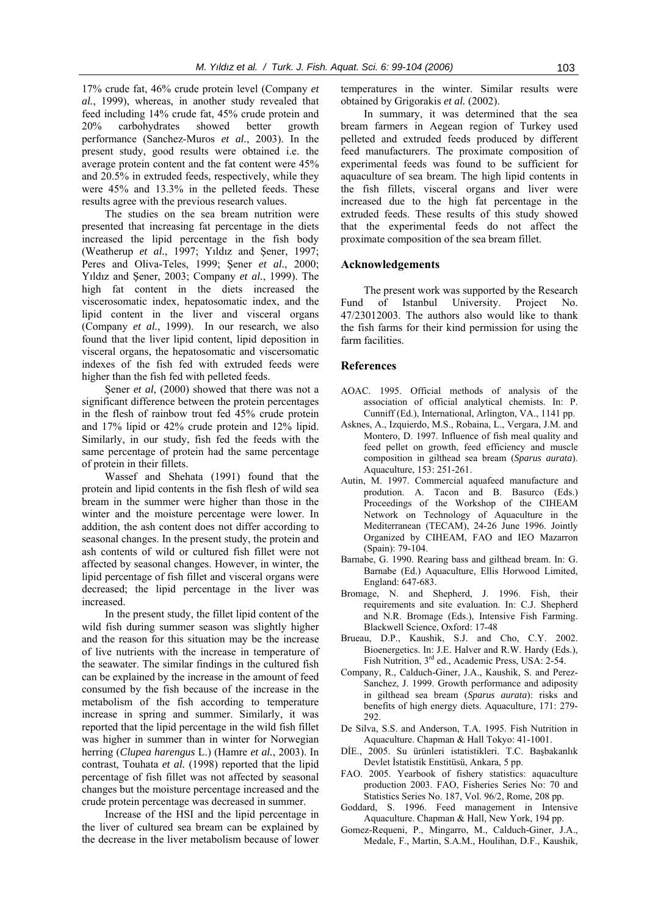17% crude fat, 46% crude protein level (Company *et al.*, 1999), whereas, in another study revealed that feed including 14% crude fat, 45% crude protein and 20% carbohydrates showed better growth performance (Sanchez-Muros *et al.*, 2003). In the present study, good results were obtained i.e. the average protein content and the fat content were 45% and 20.5% in extruded feeds, respectively, while they were 45% and 13.3% in the pelleted feeds. These results agree with the previous research values.

The studies on the sea bream nutrition were presented that increasing fat percentage in the diets increased the lipid percentage in the fish body (Weatherup *et al.*, 1997; Yıldız and Şener, 1997; Peres and Oliva-Teles, 1999; Şener *et al.*, 2000; Yıldız and Şener, 2003; Company *et al.*, 1999). The high fat content in the diets increased the viscerosomatic index, hepatosomatic index, and the lipid content in the liver and visceral organs (Company *et al.*, 1999). In our research, we also found that the liver lipid content, lipid deposition in visceral organs, the hepatosomatic and viscersomatic indexes of the fish fed with extruded feeds were higher than the fish fed with pelleted feeds.

Şener *et al*, (2000) showed that there was not a significant difference between the protein percentages in the flesh of rainbow trout fed 45% crude protein and 17% lipid or 42% crude protein and 12% lipid. Similarly, in our study, fish fed the feeds with the same percentage of protein had the same percentage of protein in their fillets.

Wassef and Shehata (1991) found that the protein and lipid contents in the fish flesh of wild sea bream in the summer were higher than those in the winter and the moisture percentage were lower. In addition, the ash content does not differ according to seasonal changes. In the present study, the protein and ash contents of wild or cultured fish fillet were not affected by seasonal changes. However, in winter, the lipid percentage of fish fillet and visceral organs were decreased; the lipid percentage in the liver was increased.

In the present study, the fillet lipid content of the wild fish during summer season was slightly higher and the reason for this situation may be the increase of live nutrients with the increase in temperature of the seawater. The similar findings in the cultured fish can be explained by the increase in the amount of feed consumed by the fish because of the increase in the metabolism of the fish according to temperature increase in spring and summer. Similarly, it was reported that the lipid percentage in the wild fish fillet was higher in summer than in winter for Norwegian herring (*Clupea harengus* L.) (Hamre *et al.*, 2003). In contrast, Touhata *et al.* (1998) reported that the lipid percentage of fish fillet was not affected by seasonal changes but the moisture percentage increased and the crude protein percentage was decreased in summer.

Increase of the HSI and the lipid percentage in the liver of cultured sea bream can be explained by the decrease in the liver metabolism because of lower temperatures in the winter. Similar results were obtained by Grigorakis *et al.* (2002).

In summary, it was determined that the sea bream farmers in Aegean region of Turkey used pelleted and extruded feeds produced by different feed manufacturers. The proximate composition of experimental feeds was found to be sufficient for aquaculture of sea bream. The high lipid contents in the fish fillets, visceral organs and liver were increased due to the high fat percentage in the extruded feeds. These results of this study showed that the experimental feeds do not affect the proximate composition of the sea bream fillet.

## Acknowledgements

The present work was supported by the Research Fund of Istanbul University. Project No. 47/23012003. The authors also would like to thank the fish farms for their kind permission for using the farm facilities.

## References

- AOAC. 1995. Official methods of analysis of the association of official analytical chemists. In: P. Cunniff (Ed.), International, Arlington, VA., 1141 pp.
- Asknes, A., Izquierdo, M.S., Robaina, L., Vergara, J.M. and Montero, D. 1997. Influence of fish meal quality and feed pellet on growth, feed efficiency and muscle composition in gilthead sea bream (*Sparus aurata*). Aquaculture, 153: 251-261.
- Autin, M. 1997. Commercial aquafeed manufacture and prodution. A. Tacon and B. Basurco (Eds.) Proceedings of the Workshop of the CIHEAM Network on Technology of Aquaculture in the Mediterranean (TECAM), 24-26 June 1996. Jointly Organized by CIHEAM, FAO and IEO Mazarron (Spain): 79-104.
- Barnabe, G. 1990. Rearing bass and gilthead bream. In: G. Barnabe (Ed.) Aquaculture, Ellis Horwood Limited, England: 647-683.
- Bromage, N. and Shepherd, J. 1996. Fish, their requirements and site evaluation. In: C.J. Shepherd and N.R. Bromage (Eds.), Intensive Fish Farming. Blackwell Science, Oxford: 17-48
- Brueau, D.P., Kaushik, S.J. and Cho, C.Y. 2002. Bioenergetics. In: J.E. Halver and R.W. Hardy (Eds.), Fish Nutrition, 3rd ed., Academic Press, USA: 2-54.
- Company, R., Calduch-Giner, J.A., Kaushik, S. and Perez-Sanchez, J. 1999. Growth performance and adiposity in gilthead sea bream (*Sparus aurata*): risks and benefits of high energy diets. Aquaculture, 171: 279-292.
- De Silva, S.S. and Anderson, T.A. 1995. Fish Nutrition in Aquaculture. Chapman & Hall Tokyo: 41-1001.
- DİE., 2005. Su ürünleri istatistikleri. T.C. Başbakanlık Devlet İstatistik Enstitüsü, Ankara, 5 pp.
- FAO. 2005. Yearbook of fishery statistics: aquaculture production 2003. FAO, Fisheries Series No: 70 and Statistics Series No. 187, Vol. 96/2, Rome, 208 pp.
- Goddard, S. 1996. Feed management in Intensive Aquaculture. Chapman & Hall, New York, 194 pp.
- Gomez-Requeni, P., Mingarro, M., Calduch-Giner, J.A., Medale, F., Martin, S.A.M., Houlihan, D.F., Kaushik,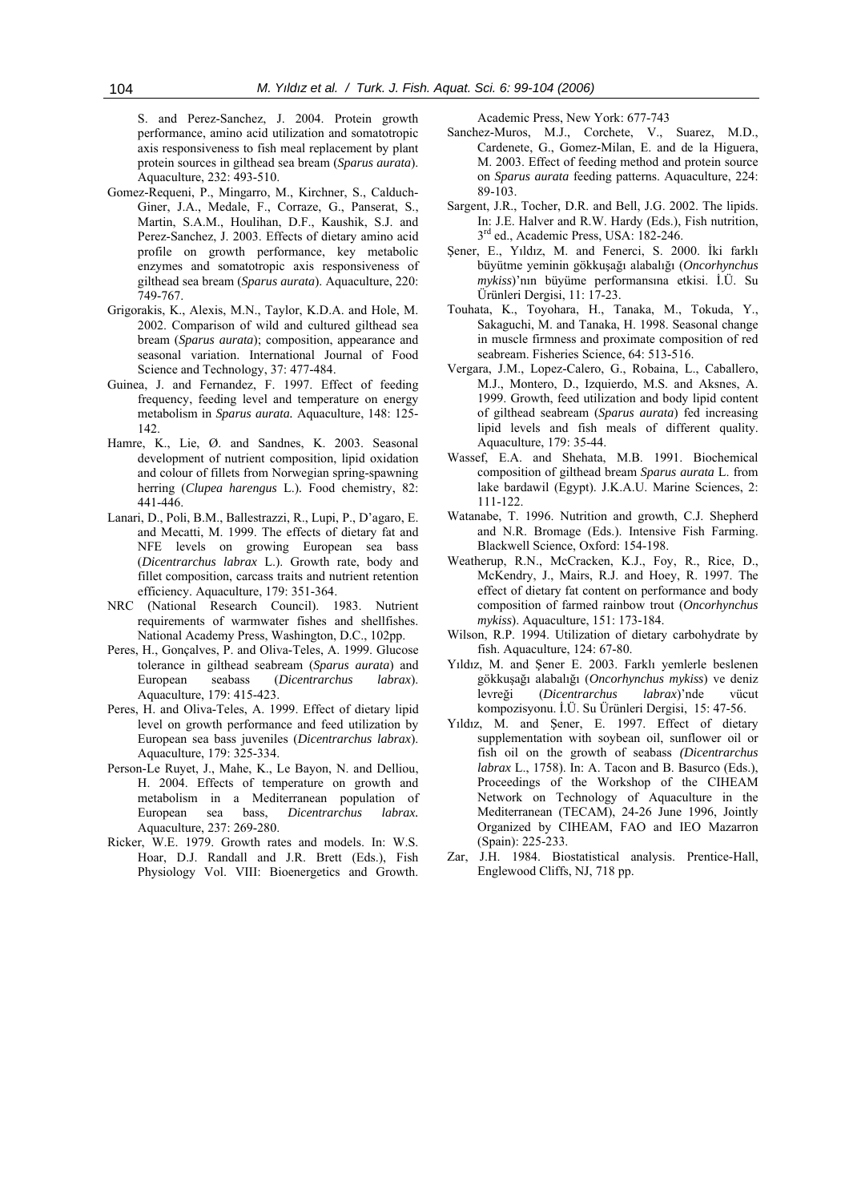S. and Perez-Sanchez, J. 2004. Protein growth performance, amino acid utilization and somatotropic axis responsiveness to fish meal replacement by plant protein sources in gilthead sea bream (*Sparus aurata*). Aquaculture, 232: 493-510.

Gomez-Requeni, P., Mingarro, M., Kirchner, S., Calduch-Giner, J.A., Medale, F., Corraze, G., Panserat, S., Martin, S.A.M., Houlihan, D.F., Kaushik, S.J. and Perez-Sanchez, J. 2003. Effects of dietary amino acid profile on growth performance, key metabolic enzymes and somatotropic axis responsiveness of gilthead sea bream (*Sparus aurata*). Aquaculture, 220: 749-767.

Grigorakis, K., Alexis, M.N., Taylor, K.D.A. and Hole, M. 2002. Comparison of wild and cultured gilthead sea bream (*Sparus aurata*); composition, appearance and seasonal variation. International Journal of Food Science and Technology, 37: 477-484.

Guinea, J. and Fernandez, F. 1997. Effect of feeding frequency, feeding level and temperature on energy metabolism in *Sparus aurata.* Aquaculture, 148: 125-142.

Hamre, K., Lie, Ø. and Sandnes, K. 2003. Seasonal development of nutrient composition, lipid oxidation and colour of fillets from Norwegian spring-spawning herring (*Clupea harengus* L.). Food chemistry, 82: 441-446.

Lanari, D., Poli, B.M., Ballestrazzi, R., Lupi, P., D'agaro, E. and Mecatti, M. 1999. The effects of dietary fat and NFE levels on growing European sea bass (*Dicentrarchus labrax* L.). Growth rate, body and fillet composition, carcass traits and nutrient retention efficiency. Aquaculture, 179: 351-364.

NRC (National Research Council). 1983. Nutrient requirements of warmwater fishes and shellfishes. National Academy Press, Washington, D.C., 102pp.

Peres, H., Gonçalves, P. and Oliva-Teles, A. 1999. Glucose tolerance in gilthead seabream (*Sparus aurata*) and European seabass (*Dicentrarchus labrax*). Aquaculture, 179: 415-423.

Peres, H. and Oliva-Teles, A. 1999. Effect of dietary lipid level on growth performance and feed utilization by European sea bass juveniles (*Dicentrarchus labrax*). Aquaculture, 179: 325-334.

Person-Le Ruyet, J., Mahe, K., Le Bayon, N. and Delliou, H. 2004. Effects of temperature on growth and metabolism in a Mediterranean population of European sea bass, *Dicentrarchus labrax.* Aquaculture, 237: 269-280.

Ricker, W.E. 1979. Growth rates and models. In: W.S. Hoar, D.J. Randall and J.R. Brett (Eds.), Fish Physiology Vol. VIII: Bioenergetics and Growth. Academic Press, New York: 677-743

Sanchez-Muros, M.J., Corchete, V., Suarez, M.D., Cardenete, G., Gomez-Milan, E. and de la Higuera, M. 2003. Effect of feeding method and protein source on *Sparus aurata* feeding patterns. Aquaculture, 224: 89-103.

Sargent, J.R., Tocher, D.R. and Bell, J.G. 2002. The lipids. In: J.E. Halver and R.W. Hardy (Eds.), Fish nutrition, 3rd ed., Academic Press, USA: 182-246.

Şener, E., Yıldız, M. and Fenerci, S. 2000. İki farklı büyütme yeminin gökkuşağı alabalığı (*Oncorhynchus mykiss*)'nın büyüme performansına etkisi. İ.Ü. Su Ürünleri Dergisi, 11: 17-23.

Touhata, K., Toyohara, H., Tanaka, M., Tokuda, Y., Sakaguchi, M. and Tanaka, H. 1998. Seasonal change in muscle firmness and proximate composition of red seabream. Fisheries Science, 64: 513-516.

Vergara, J.M., Lopez-Calero, G., Robaina, L., Caballero, M.J., Montero, D., Izquierdo, M.S. and Aksnes, A. 1999. Growth, feed utilization and body lipid content of gilthead seabream (*Sparus aurata*) fed increasing lipid levels and fish meals of different quality. Aquaculture, 179: 35-44.

Wassef, E.A. and Shehata, M.B. 1991. Biochemical composition of gilthead bream *Sparus aurata* L. from lake bardawil (Egypt). J.K.A.U. Marine Sciences, 2: 111-122.

Watanabe, T. 1996. Nutrition and growth, C.J. Shepherd and N.R. Bromage (Eds.). Intensive Fish Farming. Blackwell Science, Oxford: 154-198.

Weatherup, R.N., McCracken, K.J., Foy, R., Rice, D., McKendry, J., Mairs, R.J. and Hoey, R. 1997. The effect of dietary fat content on performance and body composition of farmed rainbow trout (*Oncorhynchus mykiss*). Aquaculture, 151: 173-184.

Wilson, R.P. 1994. Utilization of dietary carbohydrate by fish. Aquaculture, 124: 67-80.

Yıldız, M. and Şener E. 2003. Farklı yemlerle beslenen gökkuşağı alabalığı (*Oncorhynchus mykiss*) ve deniz levreği (*Dicentrarchus labrax*)'nde vücut kompozisyonu. İ.Ü. Su Ürünleri Dergisi, 15: 47-56.

Yıldız, M. and Şener, E. 1997. Effect of dietary supplementation with soybean oil, sunflower oil or fish oil on the growth of seabass *(Dicentrarchus labrax* L., 1758). In: A. Tacon and B. Basurco (Eds.), Proceedings of the Workshop of the CIHEAM Network on Technology of Aquaculture in the Mediterranean (TECAM), 24-26 June 1996, Jointly Organized by CIHEAM, FAO and IEO Mazarron (Spain): 225-233.

Zar, J.H. 1984. Biostatistical analysis. Prentice-Hall, Englewood Cliffs, NJ, 718 pp.